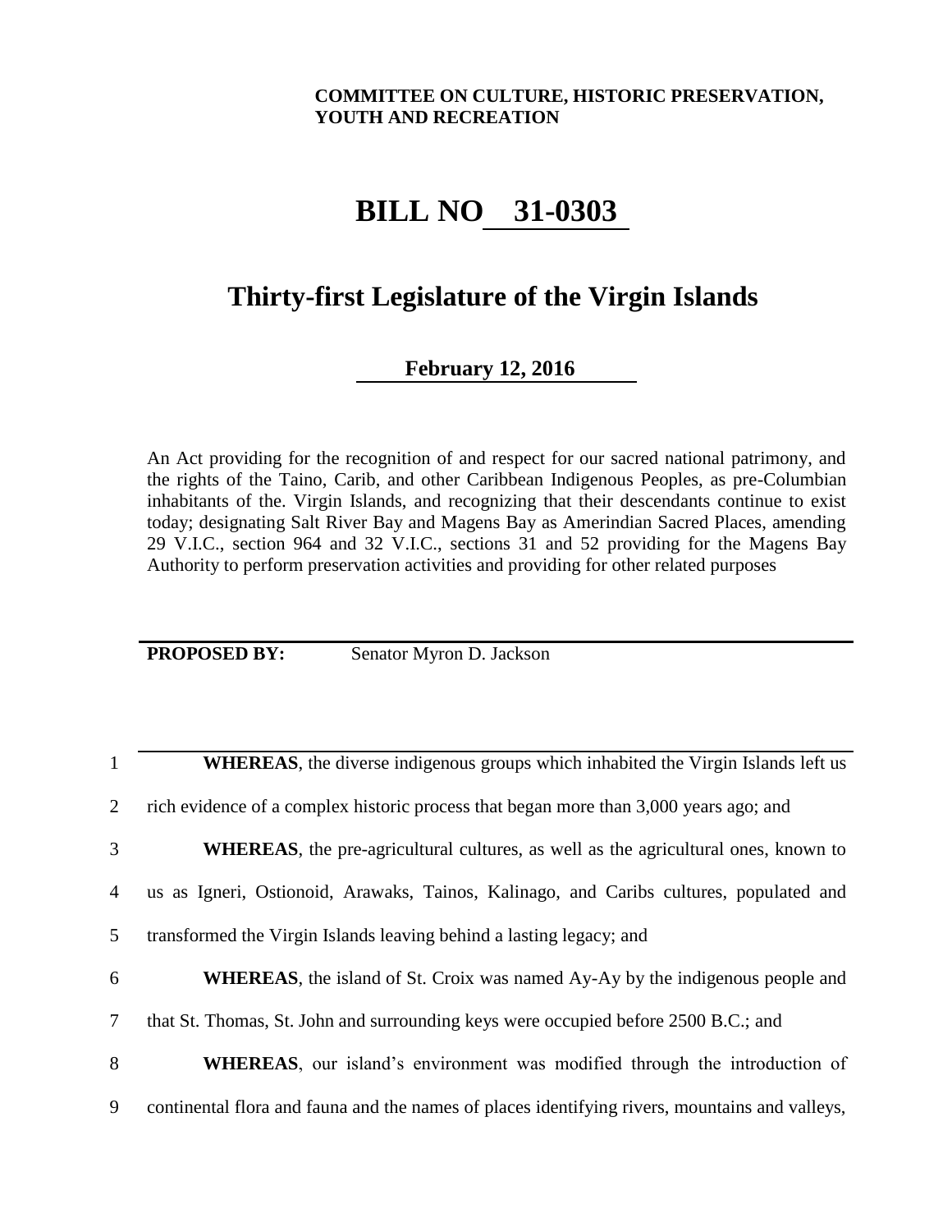**COMMITTEE ON CULTURE, HISTORIC PRESERVATION, YOUTH AND RECREATION**

# BILL NO 31-0303

## Thirty-first Legislature of the Virgin Islands

**February 12, 2016**

An Act providing for the recognition of and respect for our sacred national patrimony, and the rights of the Taino, Carib, and other Caribbean Indigenous Peoples, as pre-Columbian inhabitants of the. Virgin Islands, and recognizing that their descendants continue to exist today; designating Salt River Bay and Magens Bay as Amerindian Sacred Places, amending 29 V.I.C., section 964 and 32 V.I.C., sections 31 and 52 providing for the Magens Bay Authority to perform preservation activities and providing for other related purposes

**PROPOSED BY:** Senator Myron D. Jackson

1 **WHEREAS**, the diverse indigenous groups which inhabited the Virgin Islands left us
2 rich evidence of a complex historic process that began more than 3,000 years ago; and
3 **WHEREAS**, the pre-agricultural cultures, as well as the agricultural ones, known to
4 us as Igneri, Ostionoid, Arawaks, Tainos, Kalinago, and Caribs cultures, populated and
5 transformed the Virgin Islands leaving behind a lasting legacy; and
6 **WHEREAS**, the island of St. Croix was named Ay-Ay by the indigenous people and
7 that St. Thomas, St. John and surrounding keys were occupied before 2500 B.C.; and
8 **WHEREAS**, our island's environment was modified through the introduction of
9 continental flora and fauna and the names of places identifying rivers, mountains and valleys,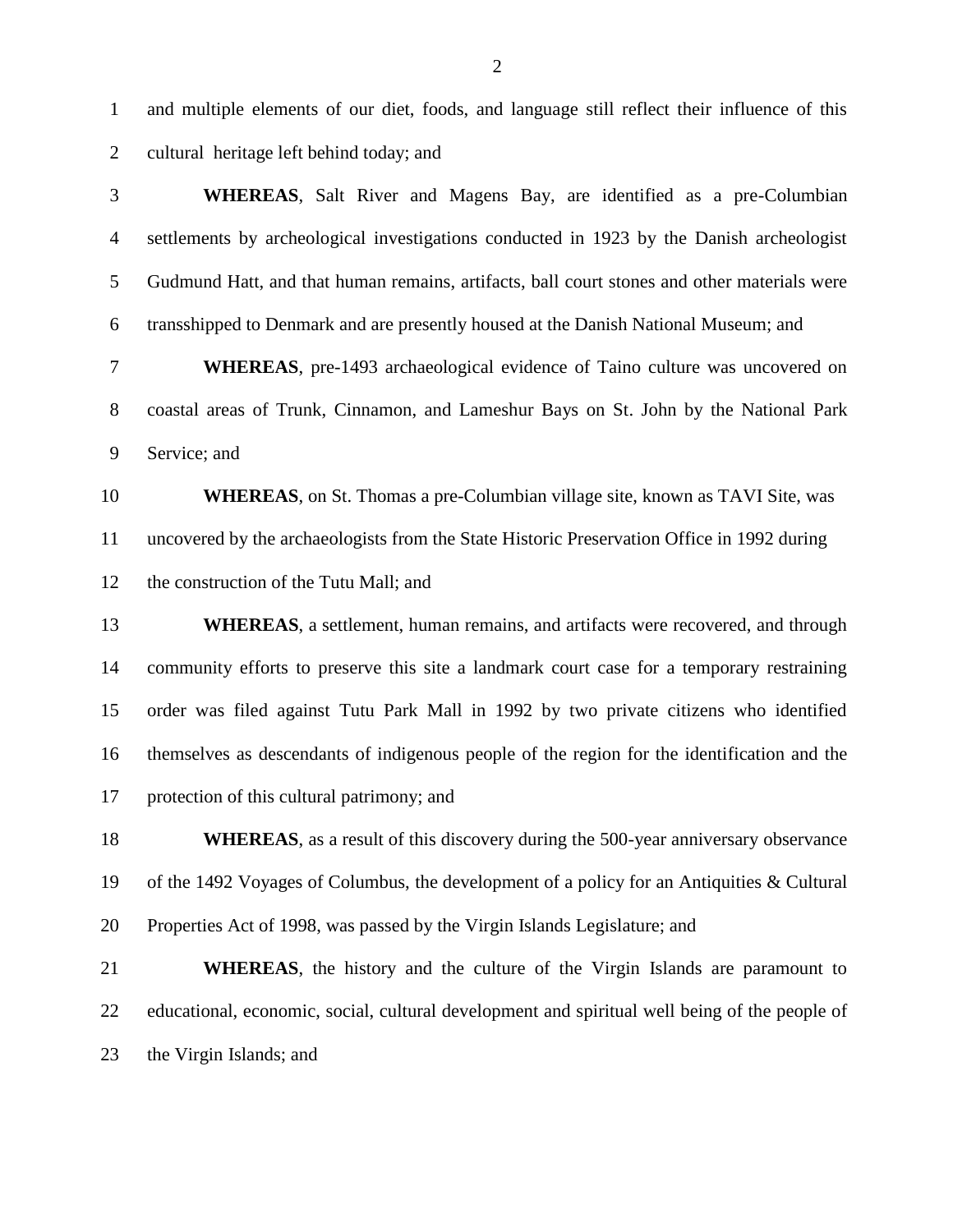and multiple elements of our diet, foods, and language still reflect their influence of this cultural heritage left behind today; and

**WHEREAS**, Salt River and Magens Bay, are identified as a pre-Columbian settlements by archeological investigations conducted in 1923 by the Danish archeologist Gudmund Hatt, and that human remains, artifacts, ball court stones and other materials were transshipped to Denmark and are presently housed at the Danish National Museum; and

**WHEREAS**, pre-1493 archaeological evidence of Taino culture was uncovered on coastal areas of Trunk, Cinnamon, and Lameshur Bays on St. John by the National Park Service; and

**WHEREAS**, on St. Thomas a pre-Columbian village site, known as TAVI Site, was uncovered by the archaeologists from the State Historic Preservation Office in 1992 during the construction of the Tutu Mall; and

**WHEREAS**, a settlement, human remains, and artifacts were recovered, and through community efforts to preserve this site a landmark court case for a temporary restraining order was filed against Tutu Park Mall in 1992 by two private citizens who identified themselves as descendants of indigenous people of the region for the identification and the protection of this cultural patrimony; and

**WHEREAS**, as a result of this discovery during the 500-year anniversary observance of the 1492 Voyages of Columbus, the development of a policy for an Antiquities & Cultural Properties Act of 1998, was passed by the Virgin Islands Legislature; and

**WHEREAS**, the history and the culture of the Virgin Islands are paramount to educational, economic, social, cultural development and spiritual well being of the people of the Virgin Islands; and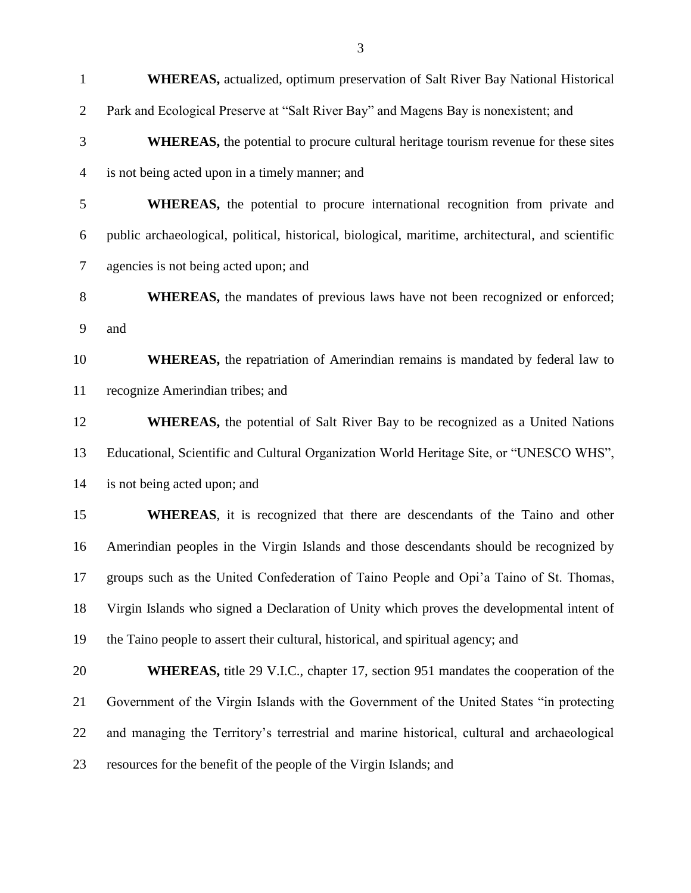**WHEREAS,** actualized, optimum preservation of Salt River Bay National Historical Park and Ecological Preserve at "Salt River Bay" and Magens Bay is nonexistent; and

**WHEREAS,** the potential to procure cultural heritage tourism revenue for these sites is not being acted upon in a timely manner; and

**WHEREAS,** the potential to procure international recognition from private and public archaeological, political, historical, biological, maritime, architectural, and scientific agencies is not being acted upon; and

**WHEREAS,** the mandates of previous laws have not been recognized or enforced; and

**WHEREAS,** the repatriation of Amerindian remains is mandated by federal law to recognize Amerindian tribes; and

**WHEREAS,** the potential of Salt River Bay to be recognized as a United Nations Educational, Scientific and Cultural Organization World Heritage Site, or "UNESCO WHS", is not being acted upon; and

**WHEREAS**, it is recognized that there are descendants of the Taino and other Amerindian peoples in the Virgin Islands and those descendants should be recognized by groups such as the United Confederation of Taino People and Opi'a Taino of St. Thomas, Virgin Islands who signed a Declaration of Unity which proves the developmental intent of the Taino people to assert their cultural, historical, and spiritual agency; and

**WHEREAS,** title 29 V.I.C., chapter 17, section 951 mandates the cooperation of the Government of the Virgin Islands with the Government of the United States "in protecting and managing the Territory's terrestrial and marine historical, cultural and archaeological resources for the benefit of the people of the Virgin Islands; and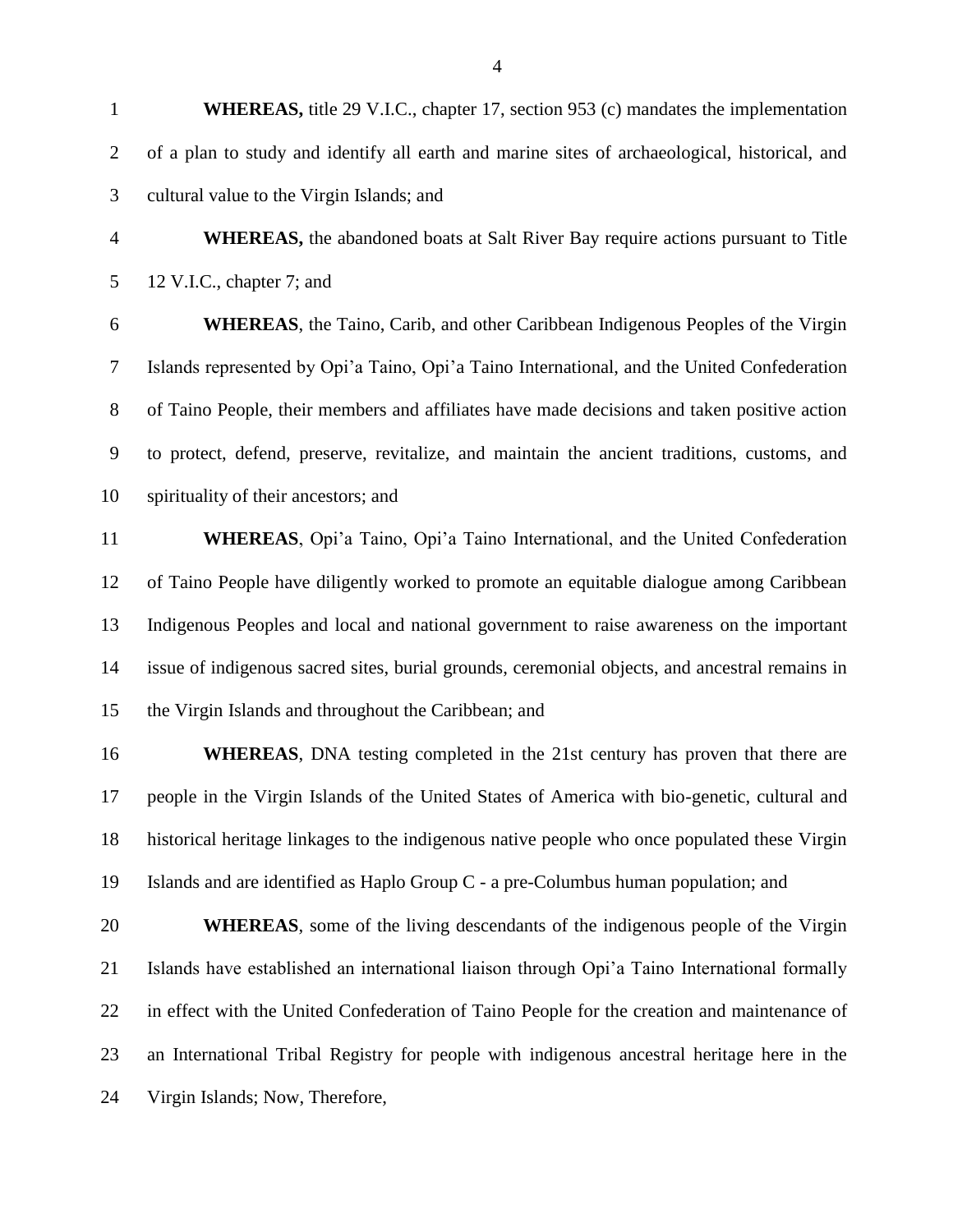**WHEREAS,** title 29 V.I.C., chapter 17, section 953 (c) mandates the implementation of a plan to study and identify all earth and marine sites of archaeological, historical, and cultural value to the Virgin Islands; and

**WHEREAS,** the abandoned boats at Salt River Bay require actions pursuant to Title 12 V.I.C., chapter 7; and

**WHEREAS**, the Taino, Carib, and other Caribbean Indigenous Peoples of the Virgin Islands represented by Opi'a Taino, Opi'a Taino International, and the United Confederation of Taino People, their members and affiliates have made decisions and taken positive action to protect, defend, preserve, revitalize, and maintain the ancient traditions, customs, and spirituality of their ancestors; and

**WHEREAS**, Opi'a Taino, Opi'a Taino International, and the United Confederation of Taino People have diligently worked to promote an equitable dialogue among Caribbean Indigenous Peoples and local and national government to raise awareness on the important issue of indigenous sacred sites, burial grounds, ceremonial objects, and ancestral remains in the Virgin Islands and throughout the Caribbean; and

**WHEREAS**, DNA testing completed in the 21st century has proven that there are people in the Virgin Islands of the United States of America with bio-genetic, cultural and historical heritage linkages to the indigenous native people who once populated these Virgin Islands and are identified as Haplo Group C - a pre-Columbus human population; and

**WHEREAS**, some of the living descendants of the indigenous people of the Virgin Islands have established an international liaison through Opi'a Taino International formally in effect with the United Confederation of Taino People for the creation and maintenance of an International Tribal Registry for people with indigenous ancestral heritage here in the Virgin Islands; Now, Therefore,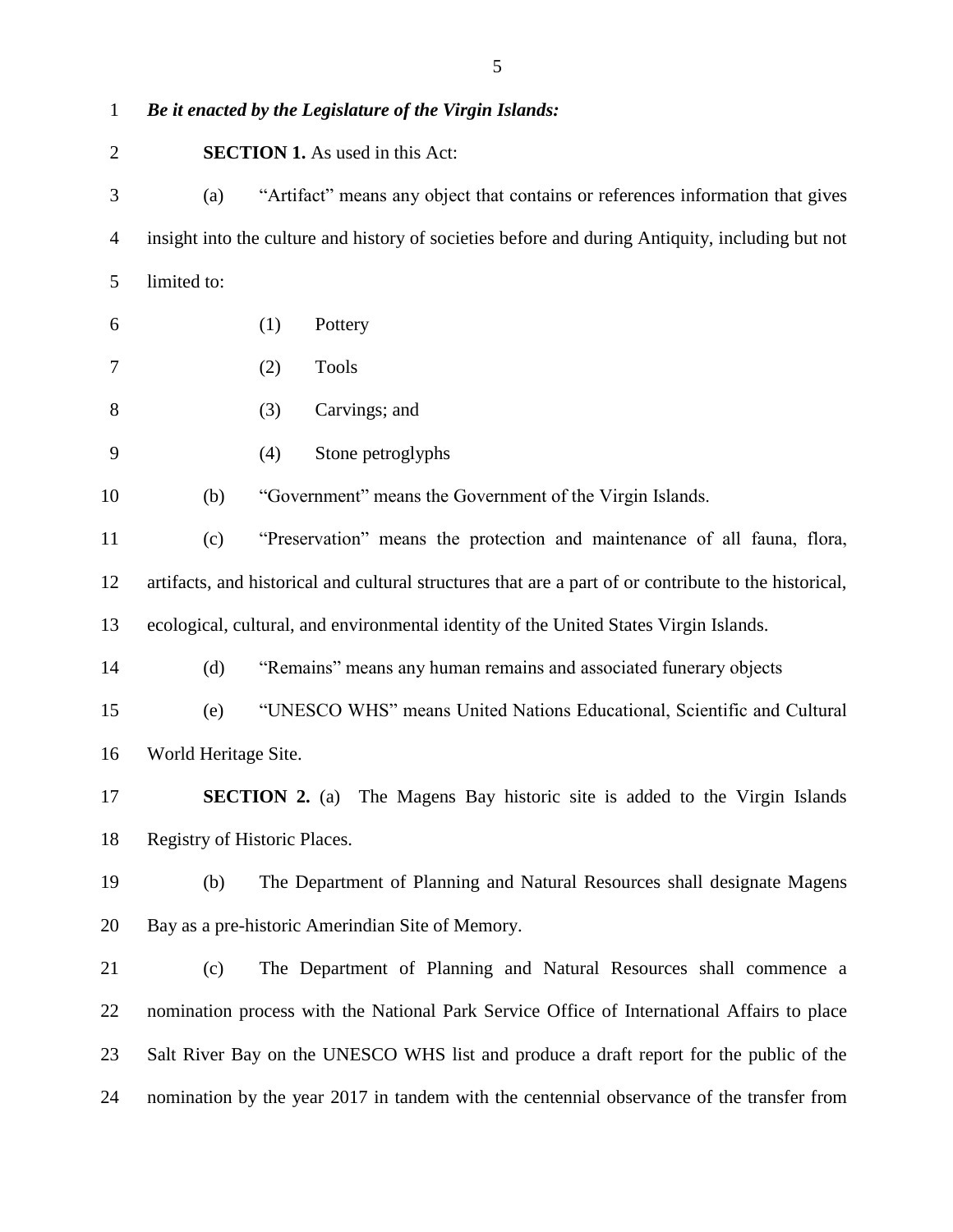*Be it enacted by the Legislature of the Virgin Islands:*

**SECTION 1.** As used in this Act:

(a) "Artifact" means any object that contains or references information that gives insight into the culture and history of societies before and during Antiquity, including but not limited to:

(1) Pottery

(2) Tools

(3) Carvings; and

(4) Stone petroglyphs

(b) "Government" means the Government of the Virgin Islands.

(c) "Preservation" means the protection and maintenance of all fauna, flora, artifacts, and historical and cultural structures that are a part of or contribute to the historical, ecological, cultural, and environmental identity of the United States Virgin Islands.

(d) "Remains" means any human remains and associated funerary objects

(e) "UNESCO WHS" means United Nations Educational, Scientific and Cultural World Heritage Site.

**SECTION 2.** (a) The Magens Bay historic site is added to the Virgin Islands Registry of Historic Places.

(b) The Department of Planning and Natural Resources shall designate Magens Bay as a pre-historic Amerindian Site of Memory.

(c) The Department of Planning and Natural Resources shall commence a nomination process with the National Park Service Office of International Affairs to place Salt River Bay on the UNESCO WHS list and produce a draft report for the public of the nomination by the year 2017 in tandem with the centennial observance of the transfer from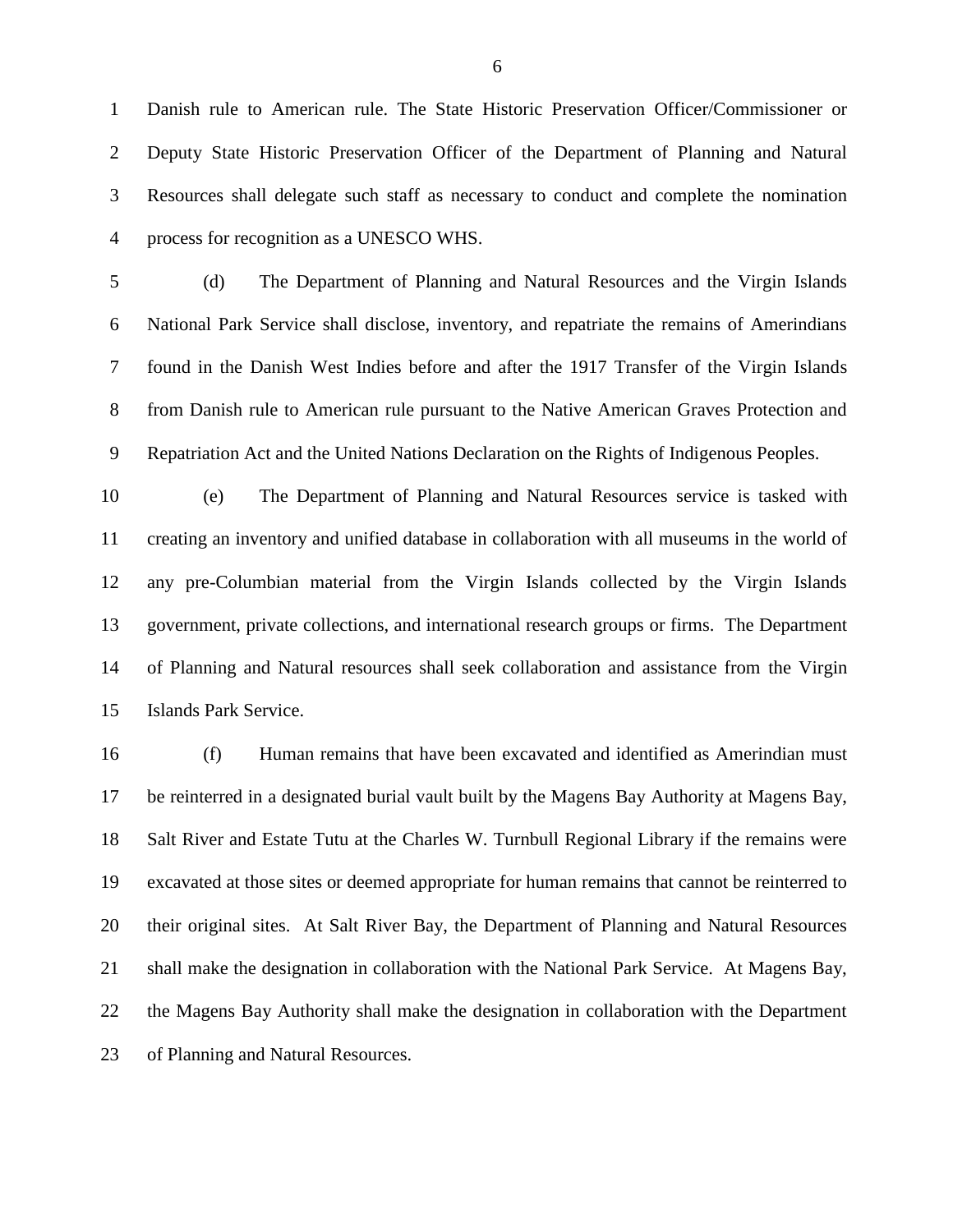Danish rule to American rule. The State Historic Preservation Officer/Commissioner or Deputy State Historic Preservation Officer of the Department of Planning and Natural Resources shall delegate such staff as necessary to conduct and complete the nomination process for recognition as a UNESCO WHS.

(d) The Department of Planning and Natural Resources and the Virgin Islands National Park Service shall disclose, inventory, and repatriate the remains of Amerindians found in the Danish West Indies before and after the 1917 Transfer of the Virgin Islands from Danish rule to American rule pursuant to the Native American Graves Protection and Repatriation Act and the United Nations Declaration on the Rights of Indigenous Peoples.

(e) The Department of Planning and Natural Resources service is tasked with creating an inventory and unified database in collaboration with all museums in the world of any pre-Columbian material from the Virgin Islands collected by the Virgin Islands government, private collections, and international research groups or firms. The Department of Planning and Natural resources shall seek collaboration and assistance from the Virgin Islands Park Service.

(f) Human remains that have been excavated and identified as Amerindian must be reinterred in a designated burial vault built by the Magens Bay Authority at Magens Bay, Salt River and Estate Tutu at the Charles W. Turnbull Regional Library if the remains were excavated at those sites or deemed appropriate for human remains that cannot be reinterred to their original sites. At Salt River Bay, the Department of Planning and Natural Resources shall make the designation in collaboration with the National Park Service. At Magens Bay, the Magens Bay Authority shall make the designation in collaboration with the Department of Planning and Natural Resources.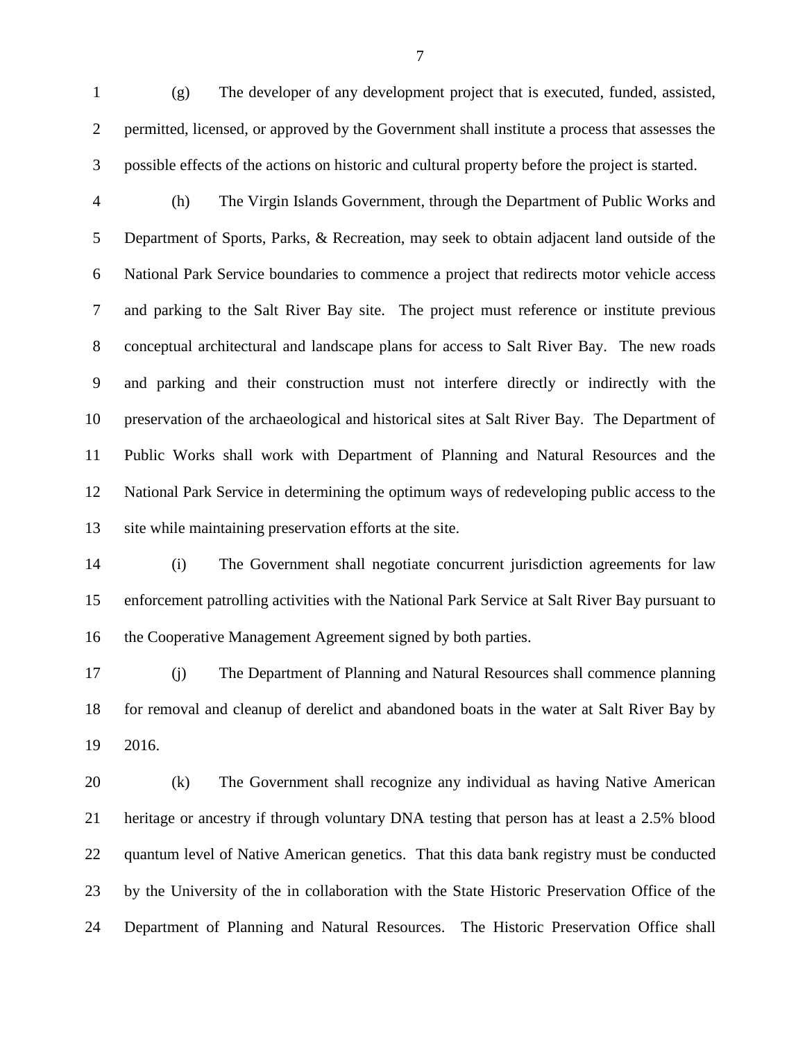(g) The developer of any development project that is executed, funded, assisted, permitted, licensed, or approved by the Government shall institute a process that assesses the possible effects of the actions on historic and cultural property before the project is started.

(h) The Virgin Islands Government, through the Department of Public Works and Department of Sports, Parks, & Recreation, may seek to obtain adjacent land outside of the National Park Service boundaries to commence a project that redirects motor vehicle access and parking to the Salt River Bay site. The project must reference or institute previous conceptual architectural and landscape plans for access to Salt River Bay. The new roads and parking and their construction must not interfere directly or indirectly with the preservation of the archaeological and historical sites at Salt River Bay. The Department of Public Works shall work with Department of Planning and Natural Resources and the National Park Service in determining the optimum ways of redeveloping public access to the site while maintaining preservation efforts at the site.

(i) The Government shall negotiate concurrent jurisdiction agreements for law enforcement patrolling activities with the National Park Service at Salt River Bay pursuant to the Cooperative Management Agreement signed by both parties.

(j) The Department of Planning and Natural Resources shall commence planning for removal and cleanup of derelict and abandoned boats in the water at Salt River Bay by 2016.

(k) The Government shall recognize any individual as having Native American heritage or ancestry if through voluntary DNA testing that person has at least a 2.5% blood quantum level of Native American genetics. That this data bank registry must be conducted by the University of the in collaboration with the State Historic Preservation Office of the Department of Planning and Natural Resources. The Historic Preservation Office shall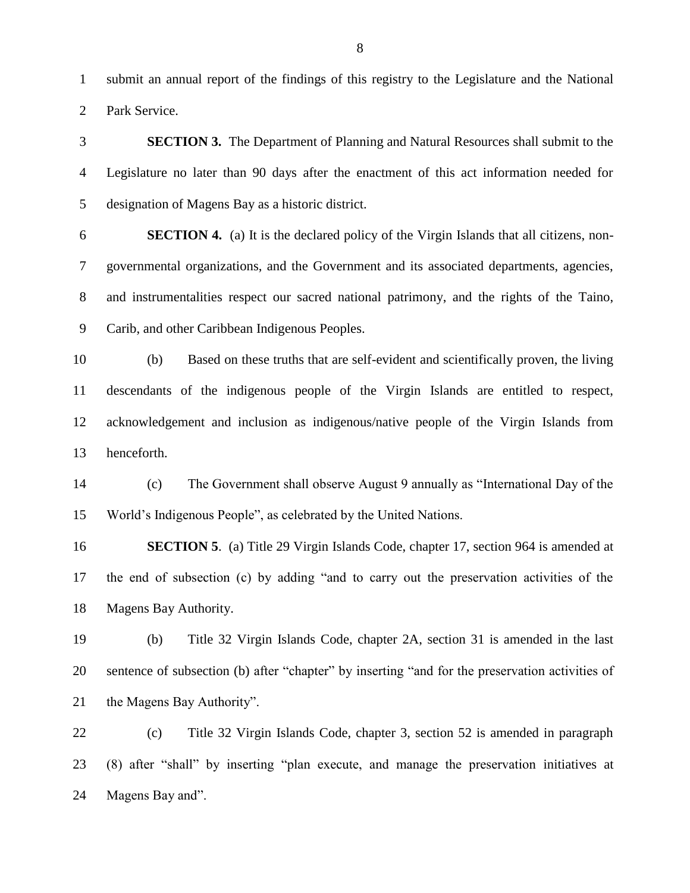submit an annual report of the findings of this registry to the Legislature and the National Park Service.

**SECTION 3.** The Department of Planning and Natural Resources shall submit to the Legislature no later than 90 days after the enactment of this act information needed for designation of Magens Bay as a historic district.

**SECTION 4.** (a) It is the declared policy of the Virgin Islands that all citizens, non-governmental organizations, and the Government and its associated departments, agencies, and instrumentalities respect our sacred national patrimony, and the rights of the Taino, Carib, and other Caribbean Indigenous Peoples.

(b) Based on these truths that are self-evident and scientifically proven, the living descendants of the indigenous people of the Virgin Islands are entitled to respect, acknowledgement and inclusion as indigenous/native people of the Virgin Islands from henceforth.

(c) The Government shall observe August 9 annually as "International Day of the World's Indigenous People", as celebrated by the United Nations.

**SECTION 5**. (a) Title 29 Virgin Islands Code, chapter 17, section 964 is amended at the end of subsection (c) by adding "and to carry out the preservation activities of the Magens Bay Authority.

(b) Title 32 Virgin Islands Code, chapter 2A, section 31 is amended in the last sentence of subsection (b) after "chapter" by inserting "and for the preservation activities of the Magens Bay Authority".

(c) Title 32 Virgin Islands Code, chapter 3, section 52 is amended in paragraph (8) after "shall" by inserting "plan execute, and manage the preservation initiatives at Magens Bay and".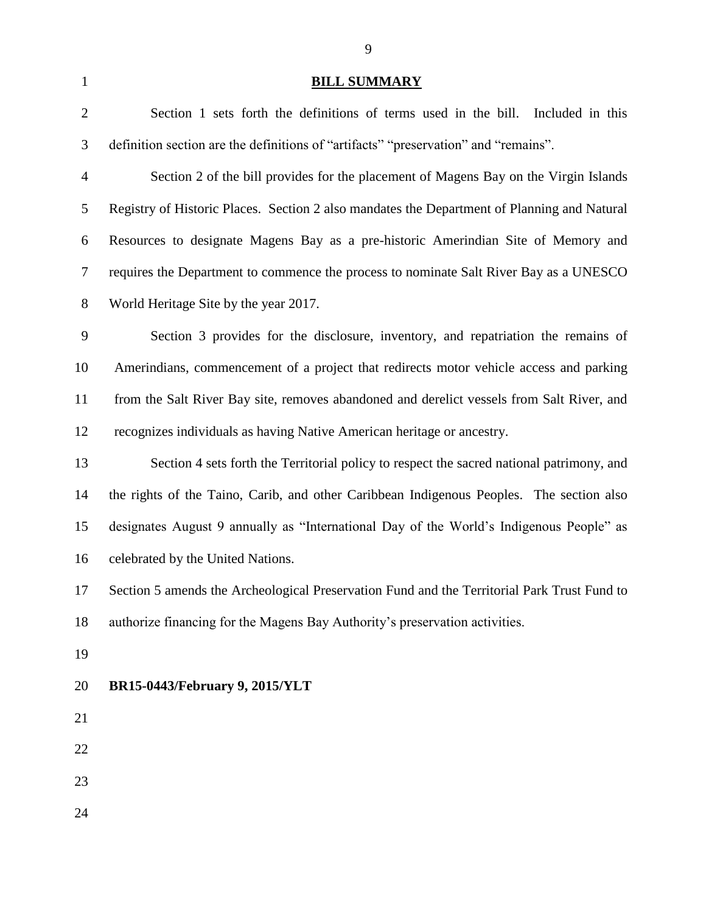## BILL SUMMARY

Section 1 sets forth the definitions of terms used in the bill. Included in this definition section are the definitions of "artifacts" "preservation" and "remains".

Section 2 of the bill provides for the placement of Magens Bay on the Virgin Islands Registry of Historic Places. Section 2 also mandates the Department of Planning and Natural Resources to designate Magens Bay as a pre-historic Amerindian Site of Memory and requires the Department to commence the process to nominate Salt River Bay as a UNESCO World Heritage Site by the year 2017.

Section 3 provides for the disclosure, inventory, and repatriation the remains of Amerindians, commencement of a project that redirects motor vehicle access and parking from the Salt River Bay site, removes abandoned and derelict vessels from Salt River, and recognizes individuals as having Native American heritage or ancestry.

Section 4 sets forth the Territorial policy to respect the sacred national patrimony, and the rights of the Taino, Carib, and other Caribbean Indigenous Peoples. The section also designates August 9 annually as "International Day of the World's Indigenous People" as celebrated by the United Nations.

Section 5 amends the Archeological Preservation Fund and the Territorial Park Trust Fund to authorize financing for the Magens Bay Authority's preservation activities.

**BR15-0443/February 9, 2015/YLT**